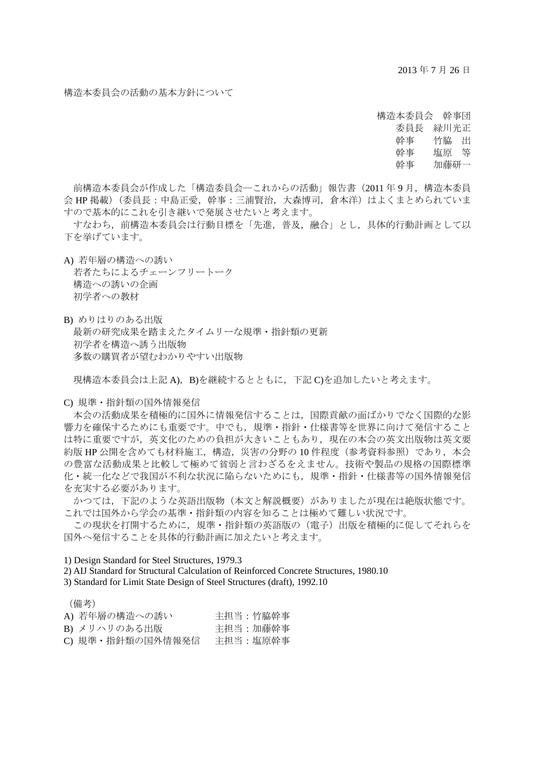2013 年 7 月 26 日

構造本委員会の活動の基本方針について

構造本委員会　幹事団
委員長　緑川光正
幹事　　竹脇　出
幹事　　塩原　等
幹事　　加藤研一

前構造本委員会が作成した「構造委員会―これからの活動」報告書（2011 年 9 月，構造本委員会 HP 掲載）（委員長：中島正愛，幹事：三浦賢治，大森博司，倉本洋）はよくまとめられていますので基本的にこれを引き継いで発展させたいと考えます。

すなわち，前構造本委員会は行動目標を「先進，普及，融合」とし，具体的行動計画として以下を挙げています。

A) 若年層の構造への誘い
　若者たちによるチェーンフリートーク
　構造への誘いの企画
　初学者への教材

B) めりはりのある出版
　最新の研究成果を踏まえたタイムリーな規準・指針類の更新
　初学者を構造へ誘う出版物
　多数の購買者が望むわかりやすい出版物

現構造本委員会は上記 A)，B)を継続するとともに，下記 C)を追加したいと考えます。

C) 規準・指針類の国外情報発信

本会の活動成果を積極的に国外に情報発信することは，国際貢献の面ばかりでなく国際的な影響力を確保するためにも重要です。中でも，規準・指針・仕様書等を世界に向けて発信することは特に重要ですが，英文化のための負担が大きいこともあり，現在の本会の英文出版物は英文要約版 HP 公開を含めても材料施工，構造，災害の分野の 10 件程度（参考資料参照）であり，本会の豊富な活動成果と比較して極めて貧弱と言わざるをえません。技術や製品の規格の国際標準化・統一化などで我国が不利な状況に陥らないためにも，規準・指針・仕様書等の国外情報発信を充実する必要があります。

かつては，下記のような英語出版物（本文と解説概要）がありましたが現在は絶版状態です。これでは国外から学会の基準・指針類の内容を知ることは極めて難しい状況です。

この現状を打開するために，規準・指針類の英語版の（電子）出版を積極的に促してそれらを国外へ発信することを具体的行動計画に加えたいと考えます。

1) Design Standard for Steel Structures, 1979.3
2) AIJ Standard for Structural Calculation of Reinforced Concrete Structures, 1980.10
3) Standard for Limit State Design of Steel Structures (draft), 1992.10

（備考）
A) 若年層の構造への誘い　　　主担当：竹脇幹事
B) メリハリのある出版　　　　主担当：加藤幹事
C) 規準・指針類の国外情報発信　主担当：塩原幹事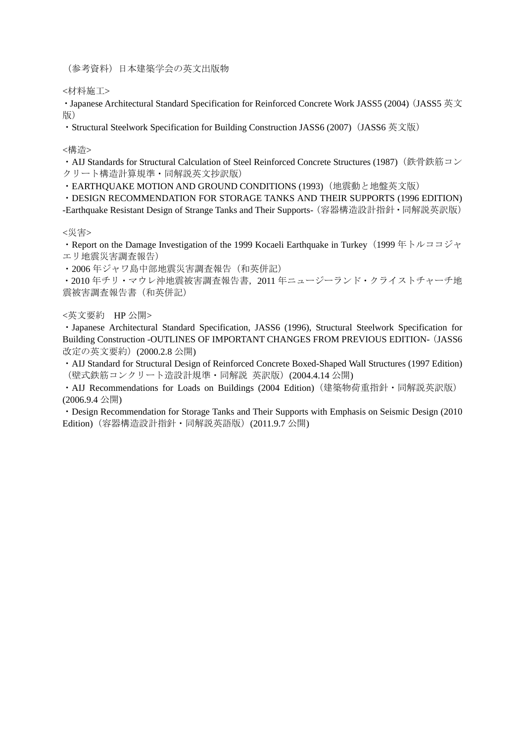（参考資料）日本建築学会の英文出版物

<材料施工>

・Japanese Architectural Standard Specification for Reinforced Concrete Work JASS5 (2004)（JASS5 英文版）

・Structural Steelwork Specification for Building Construction JASS6 (2007)（JASS6 英文版）

<構造>

・AIJ Standards for Structural Calculation of Steel Reinforced Concrete Structures (1987)（鉄骨鉄筋コンクリート構造計算規準・同解説英文抄訳版）

・EARTHQUAKE MOTION AND GROUND CONDITIONS (1993)（地震動と地盤英文版）

・DESIGN RECOMMENDATION FOR STORAGE TANKS AND THEIR SUPPORTS (1996 EDITION) -Earthquake Resistant Design of Strange Tanks and Their Supports-（容器構造設計指針・同解説英訳版）

<災害>

・Report on the Damage Investigation of the 1999 Kocaeli Earthquake in Turkey（1999 年トルココジャエリ地震災害調査報告）

・2006 年ジャワ島中部地震災害調査報告（和英併記）

・2010 年チリ・マウレ沖地震被害調査報告書，2011 年ニュージーランド・クライストチャーチ地震被害調査報告書（和英併記）

<英文要約　HP 公開>

・Japanese Architectural Standard Specification, JASS6 (1996), Structural Steelwork Specification for Building Construction -OUTLINES OF IMPORTANT CHANGES FROM PREVIOUS EDITION-（JASS6 改定の英文要約）(2000.2.8 公開)

・AIJ Standard for Structural Design of Reinforced Concrete Boxed-Shaped Wall Structures (1997 Edition)（壁式鉄筋コンクリート造設計規準・同解説 英訳版）(2004.4.14 公開)

・AIJ Recommendations for Loads on Buildings (2004 Edition)（建築物荷重指針・同解説英訳版）(2006.9.4 公開)

・Design Recommendation for Storage Tanks and Their Supports with Emphasis on Seismic Design (2010 Edition)（容器構造設計指針・同解説英語版）(2011.9.7 公開)